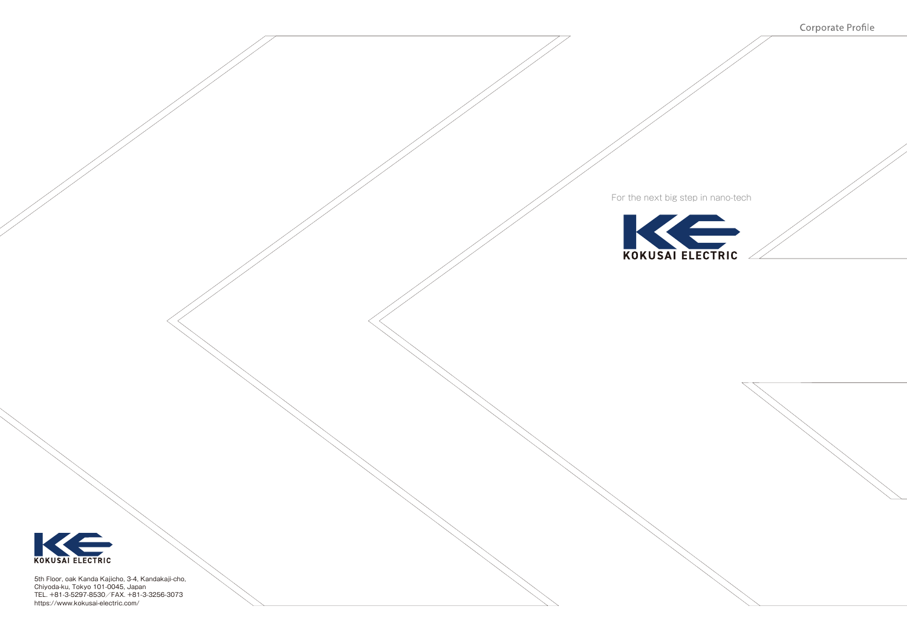Corporate Profile

For the next big step in nano-tech

KOKUSAI ELECTRIC

KOKUSAI ELECTRIC

5th Floor, oak Kanda Kajicho, 3-4, Kandakaji-cho,
Chiyoda-ku, Tokyo 101-0045, Japan
TEL. +81-3-5297-8530／FAX. +81-3-3256-3073
https://www.kokusai-electric.com/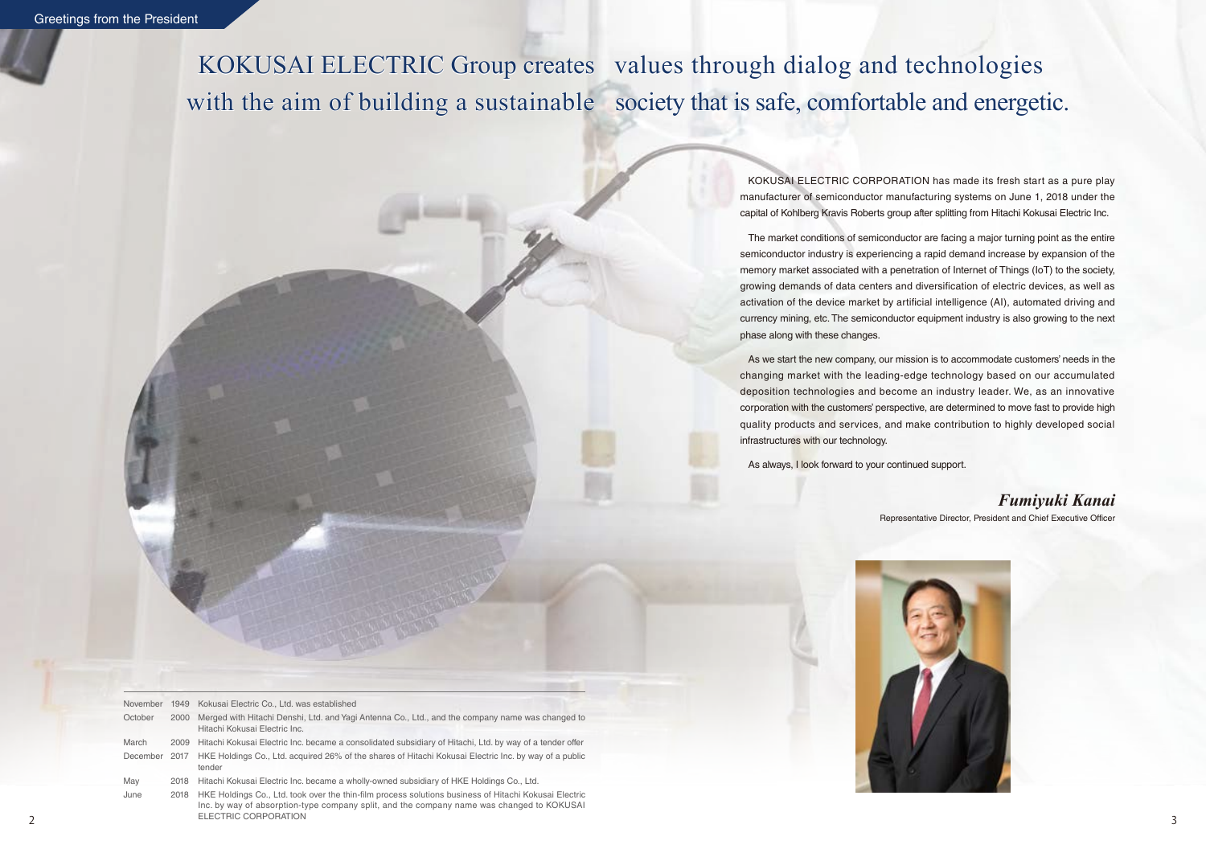Greetings from the President

# KOKUSAI ELECTRIC Group creates values through dialog and technologies with the aim of building a sustainable society that is safe, comfortable and energetic.

KOKUSAI ELECTRIC CORPORATION has made its fresh start as a pure play manufacturer of semiconductor manufacturing systems on June 1, 2018 under the capital of Kohlberg Kravis Roberts group after splitting from Hitachi Kokusai Electric Inc.

The market conditions of semiconductor are facing a major turning point as the entire semiconductor industry is experiencing a rapid demand increase by expansion of the memory market associated with a penetration of Internet of Things (IoT) to the society, growing demands of data centers and diversification of electric devices, as well as activation of the device market by artificial intelligence (AI), automated driving and currency mining, etc. The semiconductor equipment industry is also growing to the next phase along with these changes.

As we start the new company, our mission is to accommodate customers' needs in the changing market with the leading-edge technology based on our accumulated deposition technologies and become an industry leader. We, as an innovative corporation with the customers' perspective, are determined to move fast to provide high quality products and services, and make contribution to highly developed social infrastructures with our technology.

As always, I look forward to your continued support.

***Fumiyuki Kanai***

Representative Director, President and Chief Executive Officer

| | | |
|---|---|---|
| November | 1949 | Kokusai Electric Co., Ltd. was established |
| October | 2000 | Merged with Hitachi Denshi, Ltd. and Yagi Antenna Co., Ltd., and the company name was changed to Hitachi Kokusai Electric Inc. |
| March | 2009 | Hitachi Kokusai Electric Inc. became a consolidated subsidiary of Hitachi, Ltd. by way of a tender offer |
| December | 2017 | HKE Holdings Co., Ltd. acquired 26% of the shares of Hitachi Kokusai Electric Inc. by way of a public tender |
| May | 2018 | Hitachi Kokusai Electric Inc. became a wholly-owned subsidiary of HKE Holdings Co., Ltd. |
| June | 2018 | HKE Holdings Co., Ltd. took over the thin-film process solutions business of Hitachi Kokusai Electric Inc. by way of absorption-type company split, and the company name was changed to KOKUSAI ELECTRIC CORPORATION |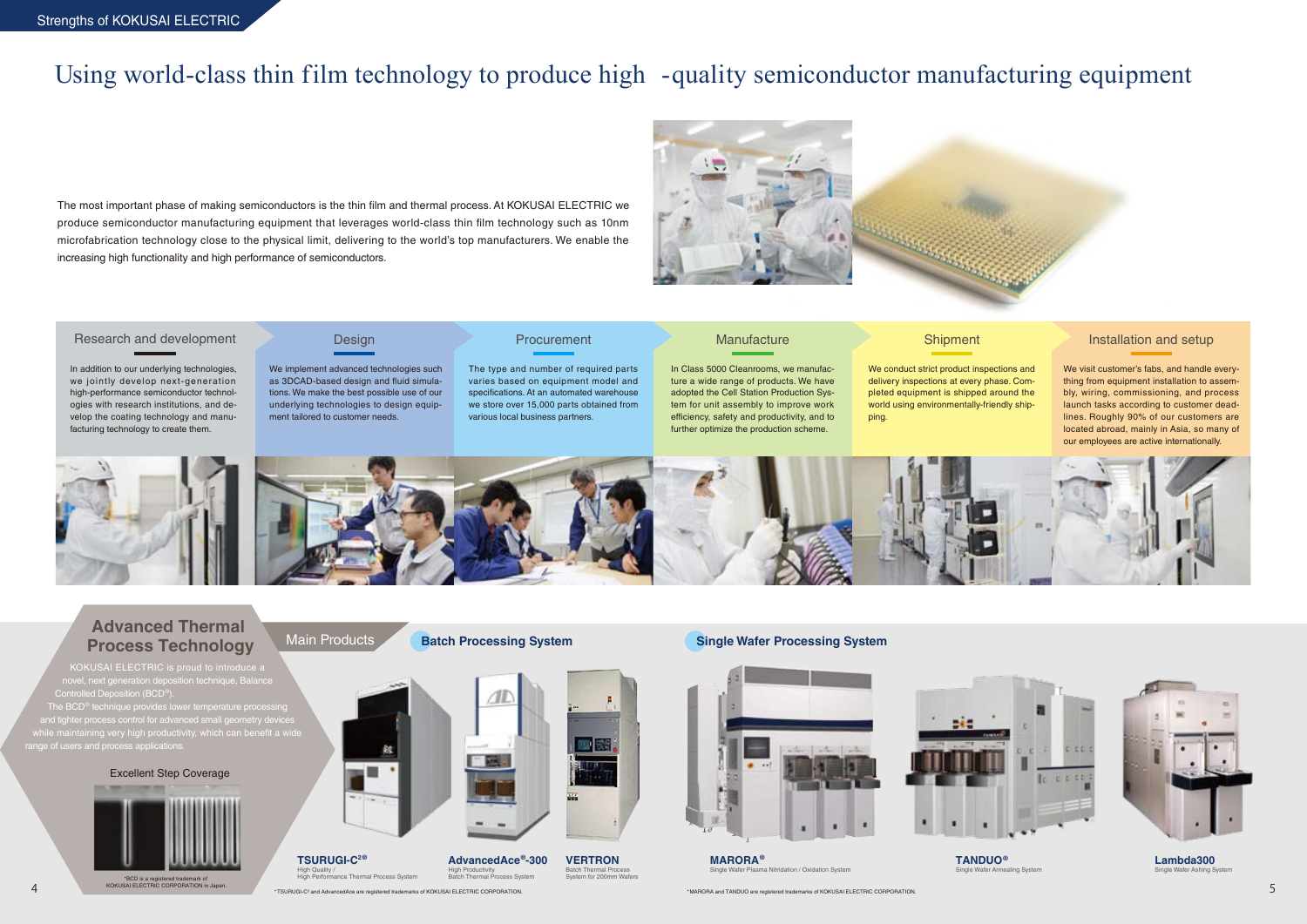Strengths of KOKUSAI ELECTRIC

# Using world-class thin film technology to produce high-quality semiconductor manufacturing equipment

The most important phase of making semiconductors is the thin film and thermal process. At KOKUSAI ELECTRIC we produce semiconductor manufacturing equipment that leverages world-class thin film technology such as 10nm microfabrication technology close to the physical limit, delivering to the world's top manufacturers. We enable the increasing high functionality and high performance of semiconductors.

### Research and development

In addition to our underlying technologies, we jointly develop next-generation high-performance semiconductor technologies with research institutions, and develop the coating technology and manufacturing technology to create them.

### Design

We implement advanced technologies such as 3DCAD-based design and fluid simulations. We make the best possible use of our underlying technologies to design equipment tailored to customer needs.

### Procurement

The type and number of required parts varies based on equipment model and specifications. At an automated warehouse we store over 15,000 parts obtained from various local business partners.

### Manufacture

In Class 5000 Cleanrooms, we manufacture a wide range of products. We have adopted the Cell Station Production System for unit assembly to improve work efficiency, safety and productivity, and to further optimize the production scheme.

### Shipment

We conduct strict product inspections and delivery inspections at every phase. Completed equipment is shipped around the world using environmentally-friendly shipping.

### Installation and setup

We visit customer's fabs, and handle everything from equipment installation to assembly, wiring, commissioning, and process launch tasks according to customer deadlines. Roughly 90% of our customers are located abroad, mainly in Asia, so many of our employees are active internationally.

## Advanced Thermal Process Technology

KOKUSAI ELECTRIC is proud to introduce a novel, next generation deposition technique, Balance Controlled Deposition (BCD®).
The BCD® technique provides lower temperature processing and tighter process control for advanced small geometry devices while maintaining very high productivity, which can benefit a wide range of users and process applications.

Excellent Step Coverage

*BCD is a registered trademark of KOKUSAI ELECTRIC CORPORATION in Japan.

## Main Products

### Batch Processing System

**TSURUGI-C²®**
High Quality / High Performance Thermal Process System

**AdvancedAce®-300**
High Productivity Batch Thermal Process System

**VERTRON**
Batch Thermal Process System for 200mm Wafers

*TSURUGI-C² and AdvancedAce are registered trademarks of KOKUSAI ELECTRIC CORPORATION.

### Single Wafer Processing System

**MARORA®**
Single Wafer Plasma Nitridation / Oxidation System

**TANDUO®**
Single Wafer Annealing System

**Lambda300**
Single Wafer Ashing System

*MARORA and TANDUO are registered trademarks of KOKUSAI ELECTRIC CORPORATION.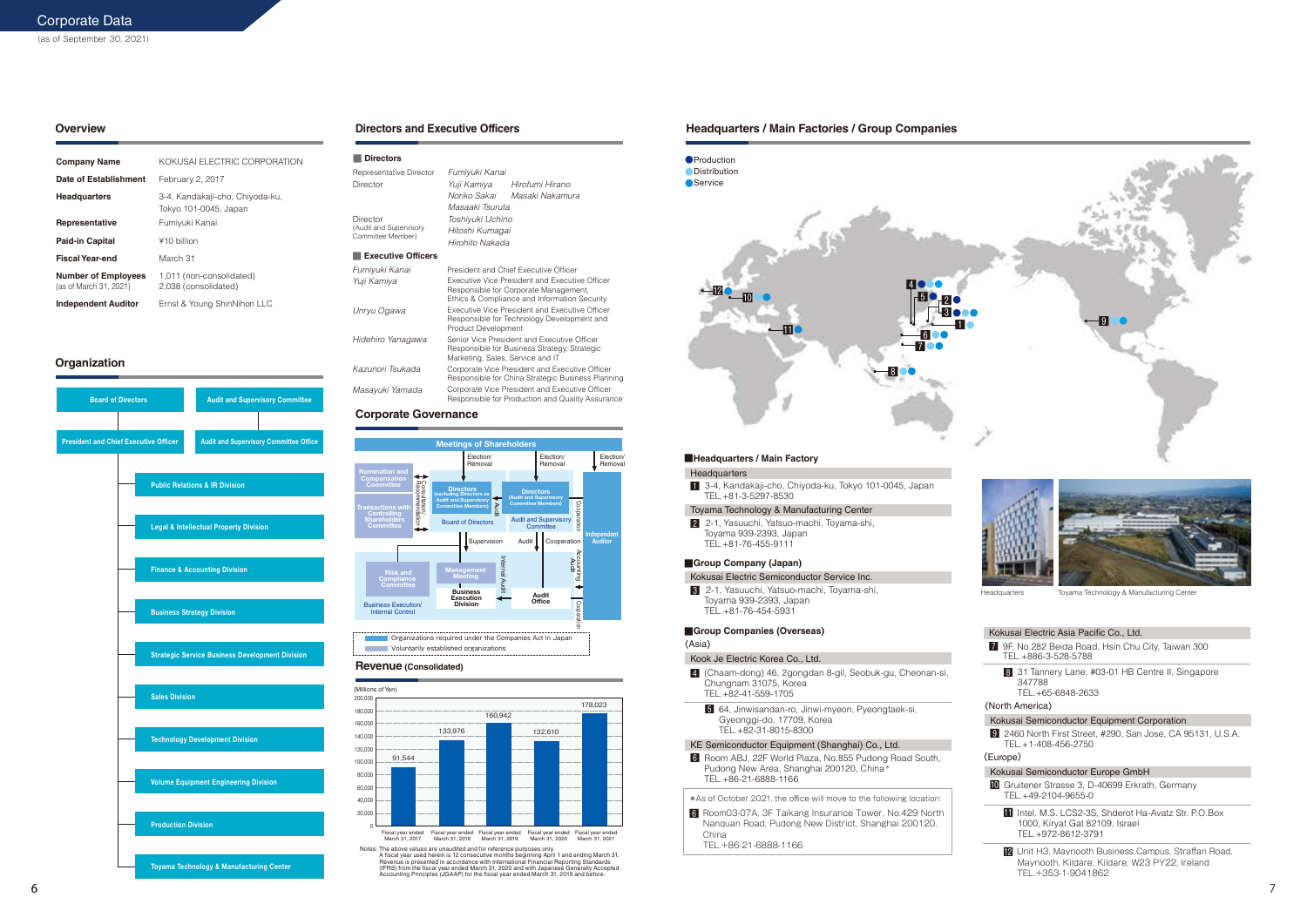# Corporate Data

(as of September 30, 2021)

## Overview

| | |
|---|---|
| **Company Name** | KOKUSAI ELECTRIC CORPORATION |
| **Date of Establishment** | February 2, 2017 |
| **Headquarters** | 3-4, Kandakaji-cho, Chiyoda-ku, Tokyo 101-0045, Japan |
| **Representative** | Fumiyuki Kanai |
| **Paid-in Capital** | ¥10 billion |
| **Fiscal Year-end** | March 31 |
| **Number of Employees** (as of March 31, 2021) | 1,011 (non-consolidated) 2,038 (consolidated) |
| **Independent Auditor** | Ernst & Young ShinNihon LLC |

## Organization

- Board of Directors
- Audit and Supervisory Committee
- President and Chief Executive Officer
- Audit and Supervisory Committee Office
- Public Relations & IR Division
- Legal & Intellectual Property Division
- Finance & Accounting Division
- Business Strategy Division
- Strategic Service Business Development Division
- Sales Division
- Technology Development Division
- Volume Equipment Engineering Division
- Production Division
- Toyama Technology & Manufacturing Center

## Directors and Executive Officers

### Directors

| | |
|---|---|
| Representative Director | *Fumiyuki Kanai* |
| Director | *Yuji Kamiya*, *Hirofumi Hirano*, *Noriko Sakai*, *Masaki Nakamura*, *Masaaki Tsuruta* |
| Director (Audit and Supervisory Committee Member) | *Toshiyuki Uchino*, *Hitoshi Kumagai*, *Hirohito Nakada* |

### Executive Officers

| | |
|---|---|
| *Fumiyuki Kanai* | President and Chief Executive Officer |
| *Yuji Kamiya* | Executive Vice President and Executive Officer Responsible for Corporate Management, Ethics & Compliance and Information Security |
| *Unryu Ogawa* | Executive Vice President and Executive Officer Responsible for Technology Development and Product Development |
| *Hidehiro Yanagawa* | Senior Vice President and Executive Officer Responsible for Business Strategy, Strategic Marketing, Sales, Service and IT |
| *Kazunori Tsukada* | Corporate Vice President and Executive Officer Responsible for China Strategic Business Planning |
| *Masayuki Yamada* | Corporate Vice President and Executive Officer Responsible for Production and Quality Assurance |

## Corporate Governance

Meetings of Shareholders

Election/Removal | Election/Removal | Election/Removal

Nomination and Compensation Committee

Transactions with Controlling Shareholders Committee

Consultation / Recommendation

Directors (excluding Directors as Audit and Supervisory Committee Members)

Board of Directors

Audit

Directors (Audit and Supervisory Committee Members)

Audit and Supervisory Committee

Cooperation

Independent Auditor

Supervision | Audit | Cooperation

Risk and Compliance Committee

Management Meeting

Business Execution Division

Business Execution/ Internal Control

Internal Audit

Audit Office

Accounting Audit

Cooperation

Organizations required under the Companies Act in Japan

Voluntarily established organizations

## Revenue (Consolidated)

(Millions of Yen)

200,000
180,000
160,000
140,000
120,000
100,000
80,000
60,000
40,000
20,000
0

91,544
133,976
160,942
132,610
178,023

Fiscal year ended March 31, 2017
Fiscal year ended March 31, 2018
Fiscal year ended March 31, 2019
Fiscal year ended March 31, 2020
Fiscal year ended March 31, 2021

Notes: The above values are unaudited and for reference purposes only.
A fiscal year used herein is 12 consecutive months beginning April 1 and ending March 31.
Revenue is presented in accordance with International Financial Reporting Standards (IFRS) from the fiscal year ended March 31, 2020 and with Japanese Generally Accepted Accounting Principles (JGAAP) for the fiscal year ended March 31, 2019 and before.

## Headquarters / Main Factories / Group Companies

● Production
● Distribution
● Service

### Headquarters / Main Factory

**Headquarters**

1 3-4, Kandakaji-cho, Chiyoda-ku, Tokyo 101-0045, Japan
TEL.+81-3-5297-8530

**Toyama Technology & Manufacturing Center**

2 2-1, Yasuuchi, Yatsuo-machi, Toyama-shi, Toyama 939-2393, Japan
TEL.+81-76-455-9111

Headquarters

Toyama Technology & Manufacturing Center

### Group Company (Japan)

**Kokusai Electric Semiconductor Service Inc.**

3 2-1, Yasuuchi, Yatsuo-machi, Toyama-shi, Toyama 939-2393, Japan
TEL.+81-76-454-5931

### Group Companies (Overseas)

〈Asia〉

**Kook Je Electric Korea Co., Ltd.**

4 (Chaam-dong) 46, 2gongdan 8-gil, Seobuk-gu, Cheonan-si, Chungnam 31075, Korea
TEL.+82-41-559-1705

5 64, Jinwisandan-ro, Jinwi-myeon, Pyeongtaek-si, Gyeonggi-do, 17709, Korea
TEL.+82-31-8015-8300

**KE Semiconductor Equipment (Shanghai) Co., Ltd.**

6 Room ABJ, 22F World Plaza, No.855 Pudong Road South, Pudong New Area, Shanghai 200120, China*
TEL.+86-21-6888-1166

*As of October 2021, the office will move to the following location:

6 Room03-07A, 3F Taikang Insurance Tower, No.429 North Nanquan Road, Pudong New District, Shanghai 200120, China
TEL.+86-21-6888-1166

**Kokusai Electric Asia Pacific Co., Ltd.**

7 9F, No.282 Beida Road, Hsin Chu City, Taiwan 300
TEL.+886-3-528-5788

8 31 Tannery Lane, #03-01 HB Centre II, Singapore 347788
TEL.+65-6848-2633

〈North America〉

**Kokusai Semiconductor Equipment Corporation**

9 2460 North First Street, #290, San Jose, CA 95131, U.S.A.
TEL.+1-408-456-2750

〈Europe〉

**Kokusai Semiconductor Europe GmbH**

10 Gruitener Strasse 3, D-40699 Erkrath, Germany
TEL.+49-2104-9655-0

11 Intel. M.S. LCS2-3S, Shderot Ha-Avatz Str. P.O.Box 1000, Kiryat Gat 82109, Israel
TEL.+972-8612-3791

12 Unit H3, Maynooth Business Campus, Straffan Road, Maynooth, Kildare, Kildare, W23 PY22, Ireland
TEL.+353-1-9041862